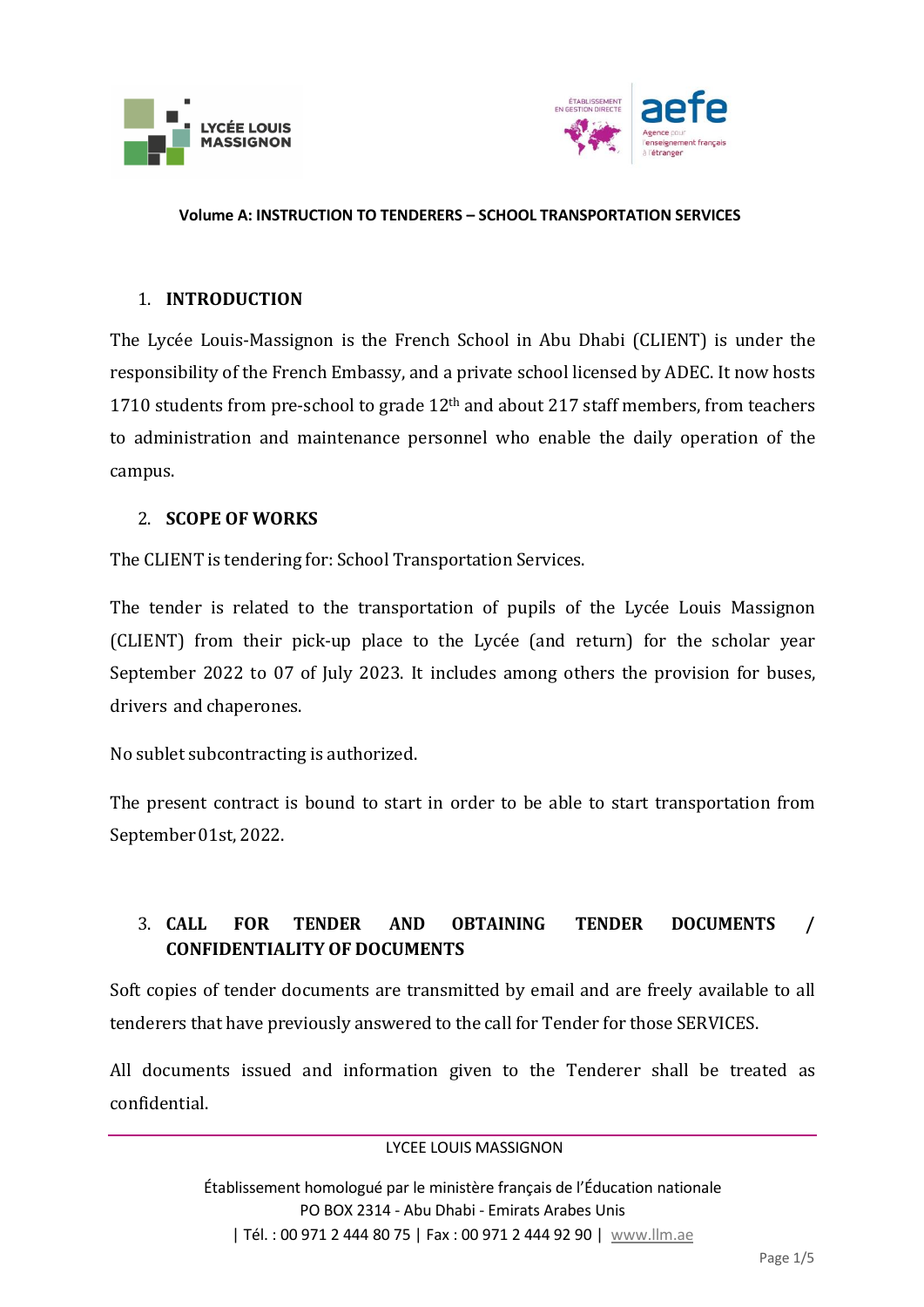**Volume A: INSTRUCTION TO TENDERERS – SCHOOL TRANSPORTATION SERVICES**

## 1. INTRODUCTION

The Lycée Louis-Massignon is the French School in Abu Dhabi (CLIENT) is under the responsibility of the French Embassy, and a private school licensed by ADEC. It now hosts 1710 students from pre-school to grade 12th and about 217 staff members, from teachers to administration and maintenance personnel who enable the daily operation of the campus.

## 2. SCOPE OF WORKS

The CLIENT is tendering for: School Transportation Services.

The tender is related to the transportation of pupils of the Lycée Louis Massignon (CLIENT) from their pick-up place to the Lycée (and return) for the scholar year September 2022 to 07 of July 2023. It includes among others the provision for buses, drivers and chaperones.

No sublet subcontracting is authorized.

The present contract is bound to start in order to be able to start transportation from September 01st, 2022.

## 3. CALL FOR TENDER AND OBTAINING TENDER DOCUMENTS / CONFIDENTIALITY OF DOCUMENTS

Soft copies of tender documents are transmitted by email and are freely available to all tenderers that have previously answered to the call for Tender for those SERVICES.

All documents issued and information given to the Tenderer shall be treated as confidential.

LYCEE LOUIS MASSIGNON

Établissement homologué par le ministère français de l'Éducation nationale
PO BOX 2314 - Abu Dhabi - Emirats Arabes Unis
| Tél. : 00 971 2 444 80 75 | Fax : 00 971 2 444 92 90 | www.llm.ae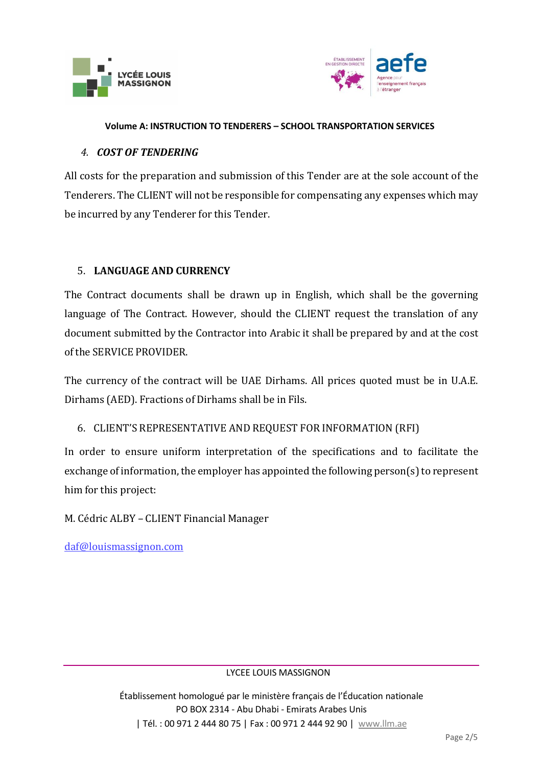### 4. *COST OF TENDERING*

All costs for the preparation and submission of this Tender are at the sole account of the Tenderers. The CLIENT will not be responsible for compensating any expenses which may be incurred by any Tenderer for this Tender.

### 5. **LANGUAGE AND CURRENCY**

The Contract documents shall be drawn up in English, which shall be the governing language of The Contract. However, should the CLIENT request the translation of any document submitted by the Contractor into Arabic it shall be prepared by and at the cost of the SERVICE PROVIDER.

The currency of the contract will be UAE Dirhams. All prices quoted must be in U.A.E. Dirhams (AED). Fractions of Dirhams shall be in Fils.

### 6. CLIENT'S REPRESENTATIVE AND REQUEST FOR INFORMATION (RFI)

In order to ensure uniform interpretation of the specifications and to facilitate the exchange of information, the employer has appointed the following person(s) to represent him for this project:

M. Cédric ALBY – CLIENT Financial Manager

daf@louismassignon.com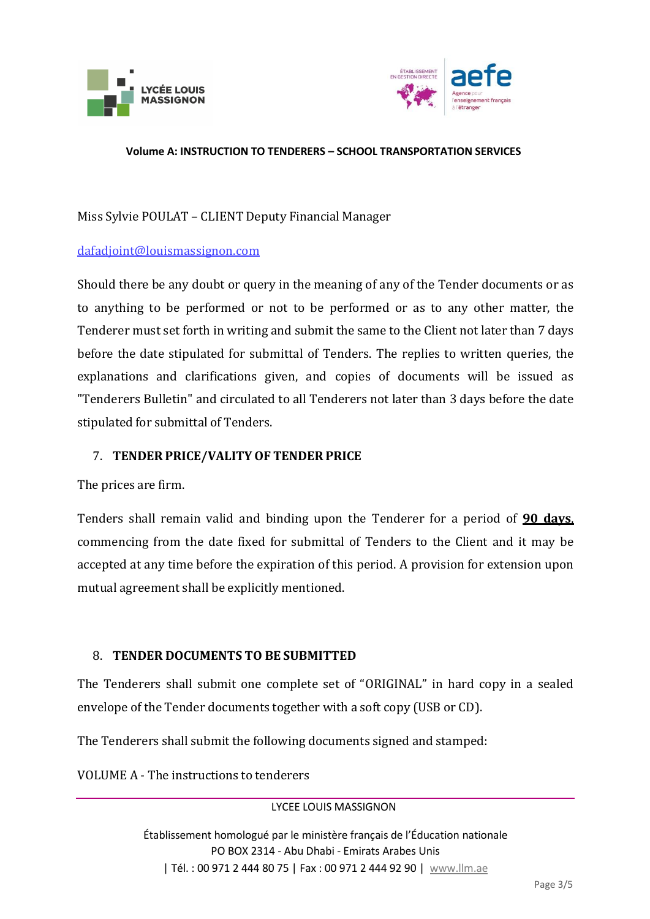Miss Sylvie POULAT – CLIENT Deputy Financial Manager

dafadjoint@louismassignon.com

Should there be any doubt or query in the meaning of any of the Tender documents or as to anything to be performed or not to be performed or as to any other matter, the Tenderer must set forth in writing and submit the same to the Client not later than 7 days before the date stipulated for submittal of Tenders. The replies to written queries, the explanations and clarifications given, and copies of documents will be issued as "Tenderers Bulletin" and circulated to all Tenderers not later than 3 days before the date stipulated for submittal of Tenders.

## 7. TENDER PRICE/VALITY OF TENDER PRICE

The prices are firm.

Tenders shall remain valid and binding upon the Tenderer for a period of **90 days**, commencing from the date fixed for submittal of Tenders to the Client and it may be accepted at any time before the expiration of this period. A provision for extension upon mutual agreement shall be explicitly mentioned.

## 8. TENDER DOCUMENTS TO BE SUBMITTED

The Tenderers shall submit one complete set of "ORIGINAL" in hard copy in a sealed envelope of the Tender documents together with a soft copy (USB or CD).

The Tenderers shall submit the following documents signed and stamped:

VOLUME A - The instructions to tenderers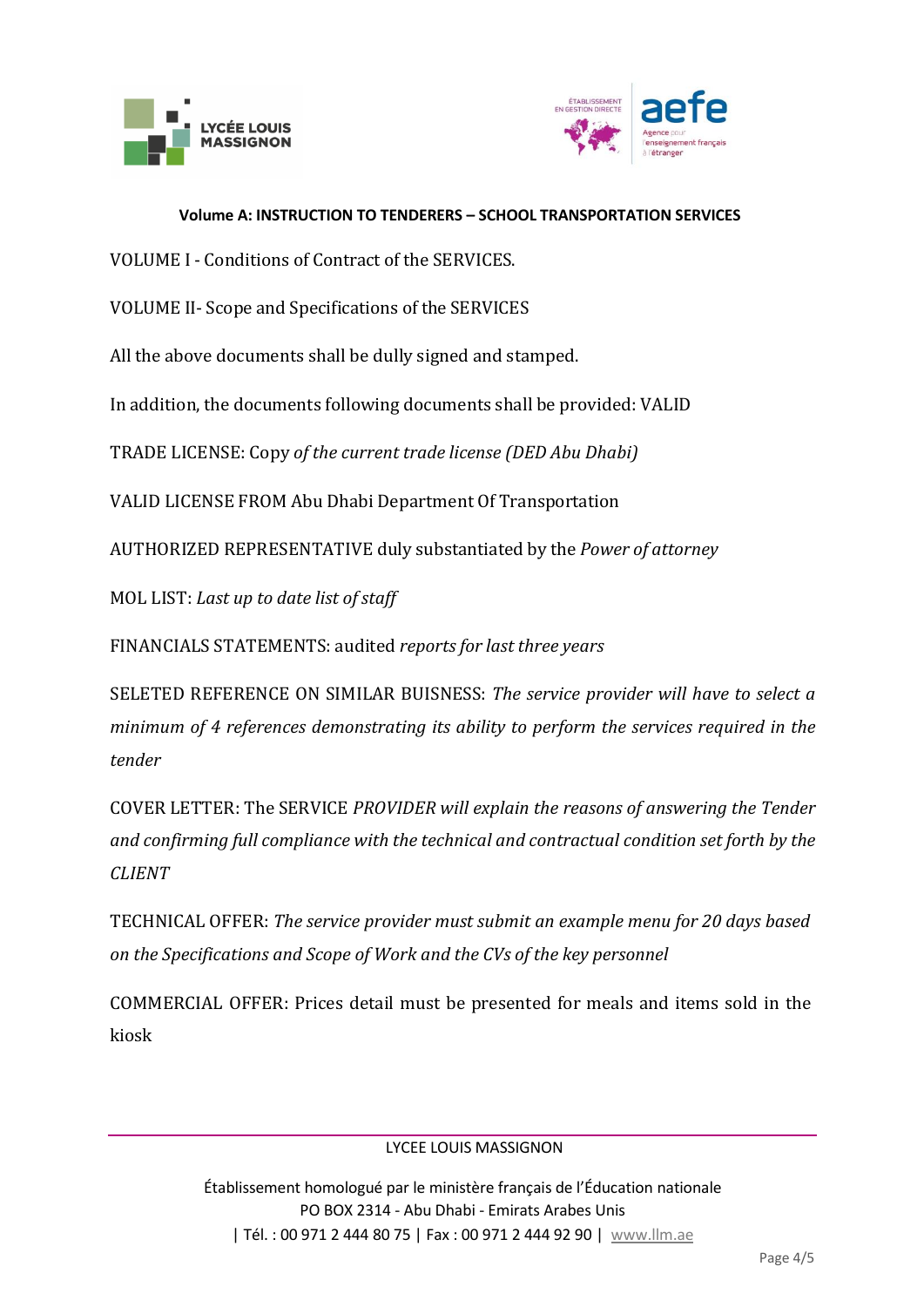**Volume A: INSTRUCTION TO TENDERERS – SCHOOL TRANSPORTATION SERVICES**

VOLUME I - Conditions of Contract of the SERVICES.

VOLUME II- Scope and Specifications of the SERVICES

All the above documents shall be dully signed and stamped.

In addition, the documents following documents shall be provided: VALID

TRADE LICENSE: Copy *of the current trade license (DED Abu Dhabi)*

VALID LICENSE FROM Abu Dhabi Department Of Transportation

AUTHORIZED REPRESENTATIVE duly substantiated by the *Power of attorney*

MOL LIST: *Last up to date list of staff*

FINANCIALS STATEMENTS: audited *reports for last three years*

SELETED REFERENCE ON SIMILAR BUISNESS: *The service provider will have to select a minimum of 4 references demonstrating its ability to perform the services required in the tender*

COVER LETTER: The SERVICE *PROVIDER will explain the reasons of answering the Tender and confirming full compliance with the technical and contractual condition set forth by the CLIENT*

TECHNICAL OFFER: *The service provider must submit an example menu for 20 days based on the Specifications and Scope of Work and the CVs of the key personnel*

COMMERCIAL OFFER: Prices detail must be presented for meals and items sold in the kiosk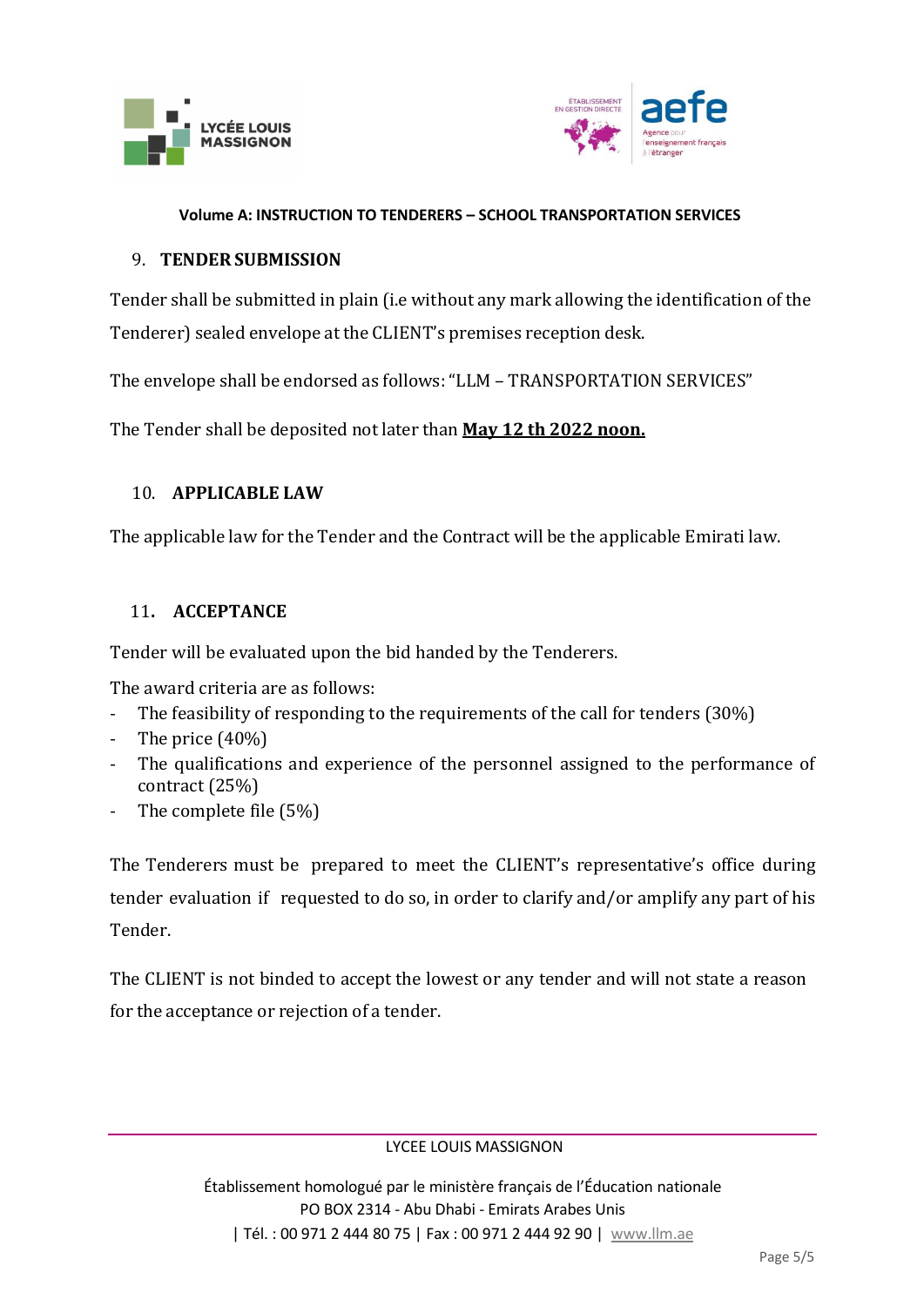**Volume A: INSTRUCTION TO TENDERERS – SCHOOL TRANSPORTATION SERVICES**

## 9. TENDER SUBMISSION

Tender shall be submitted in plain (i.e without any mark allowing the identification of the Tenderer) sealed envelope at the CLIENT's premises reception desk.

The envelope shall be endorsed as follows: "LLM – TRANSPORTATION SERVICES"

The Tender shall be deposited not later than **May 12 th 2022 noon.**

## 10. APPLICABLE LAW

The applicable law for the Tender and the Contract will be the applicable Emirati law.

## 11. ACCEPTANCE

Tender will be evaluated upon the bid handed by the Tenderers.

The award criteria are as follows:

- The feasibility of responding to the requirements of the call for tenders (30%)
- The price (40%)
- The qualifications and experience of the personnel assigned to the performance of contract (25%)
- The complete file (5%)

The Tenderers must be prepared to meet the CLIENT's representative's office during tender evaluation if requested to do so, in order to clarify and/or amplify any part of his Tender.

The CLIENT is not binded to accept the lowest or any tender and will not state a reason for the acceptance or rejection of a tender.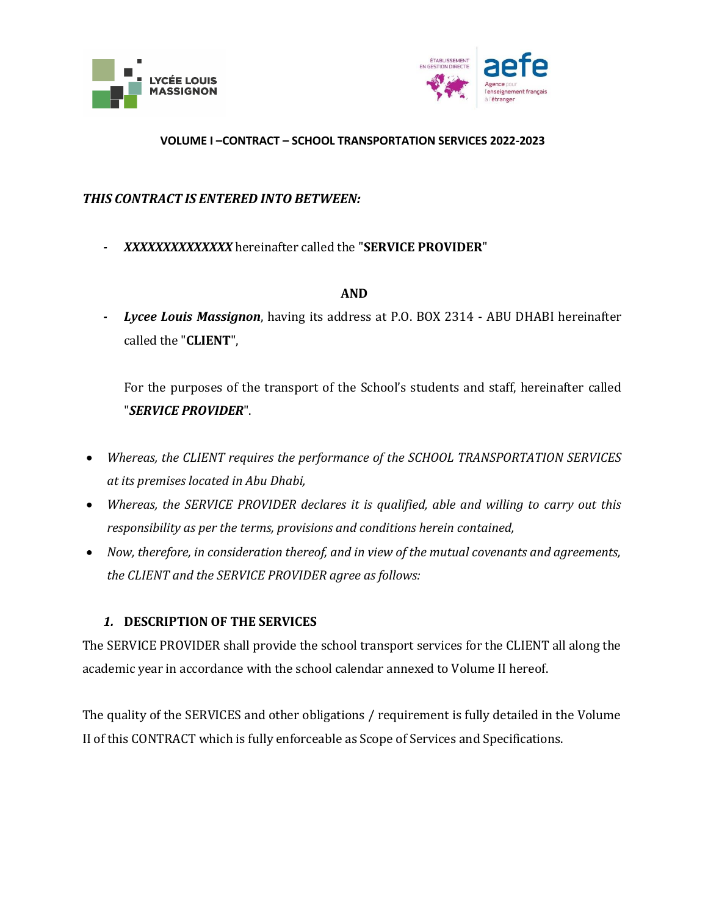**VOLUME I –CONTRACT – SCHOOL TRANSPORTATION SERVICES 2022-2023**

***THIS CONTRACT IS ENTERED INTO BETWEEN:***

- ***XXXXXXXXXXXXXX*** hereinafter called the "**SERVICE PROVIDER**"

**AND**

- ***Lycee Louis Massignon***, having its address at P.O. BOX 2314 - ABU DHABI hereinafter called the "**CLIENT**",

For the purposes of the transport of the School's students and staff, hereinafter called "***SERVICE PROVIDER***".

- *Whereas, the CLIENT requires the performance of the SCHOOL TRANSPORTATION SERVICES at its premises located in Abu Dhabi,*
- *Whereas, the SERVICE PROVIDER declares it is qualified, able and willing to carry out this responsibility as per the terms, provisions and conditions herein contained,*
- *Now, therefore, in consideration thereof, and in view of the mutual covenants and agreements, the CLIENT and the SERVICE PROVIDER agree as follows:*

## *1.* **DESCRIPTION OF THE SERVICES**

The SERVICE PROVIDER shall provide the school transport services for the CLIENT all along the academic year in accordance with the school calendar annexed to Volume II hereof.

The quality of the SERVICES and other obligations / requirement is fully detailed in the Volume II of this CONTRACT which is fully enforceable as Scope of Services and Specifications.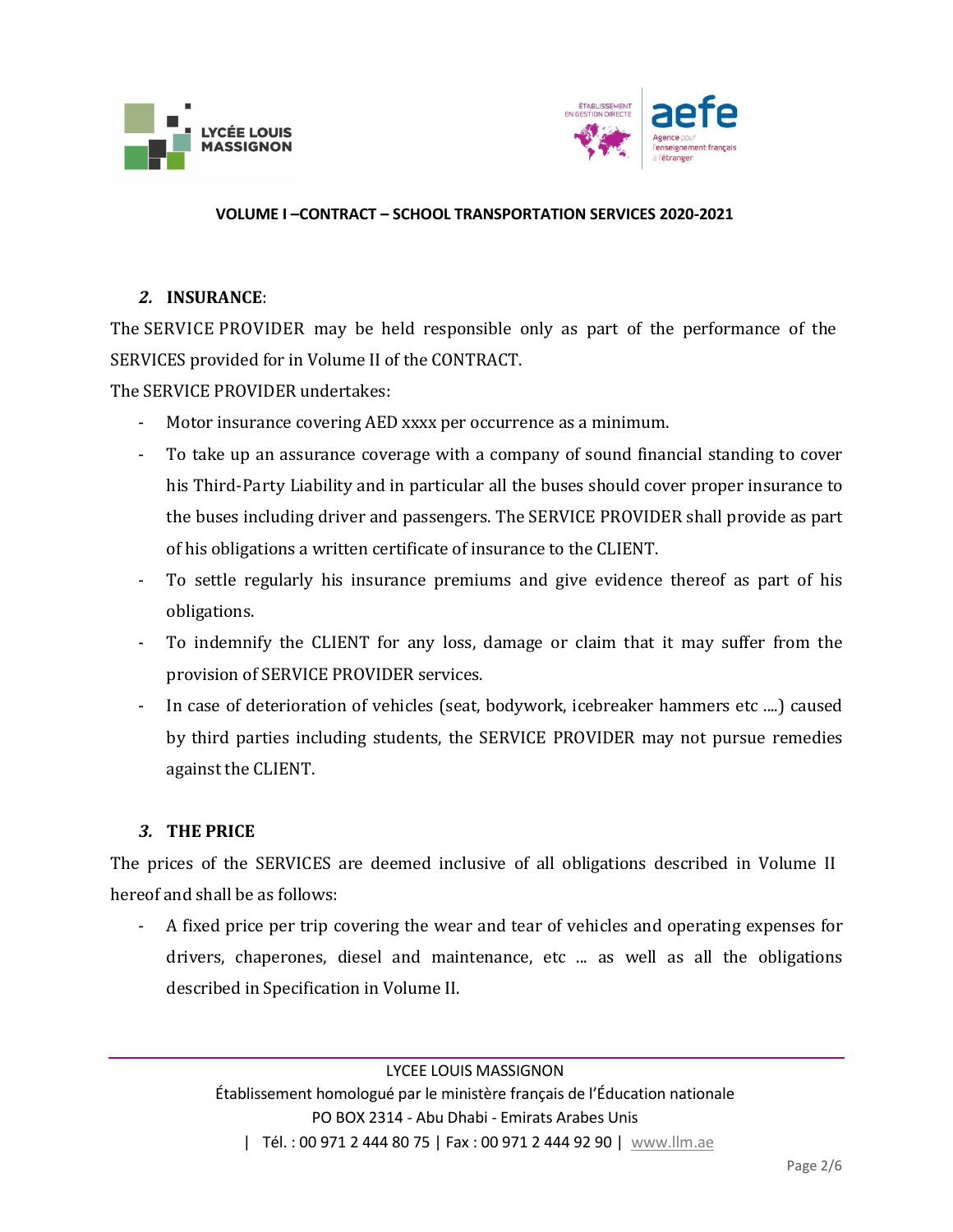### *2.* INSURANCE:

The SERVICE PROVIDER may be held responsible only as part of the performance of the SERVICES provided for in Volume II of the CONTRACT.

The SERVICE PROVIDER undertakes:

- Motor insurance covering AED xxxx per occurrence as a minimum.
- To take up an assurance coverage with a company of sound financial standing to cover his Third-Party Liability and in particular all the buses should cover proper insurance to the buses including driver and passengers. The SERVICE PROVIDER shall provide as part of his obligations a written certificate of insurance to the CLIENT.
- To settle regularly his insurance premiums and give evidence thereof as part of his obligations.
- To indemnify the CLIENT for any loss, damage or claim that it may suffer from the provision of SERVICE PROVIDER services.
- In case of deterioration of vehicles (seat, bodywork, icebreaker hammers etc ....) caused by third parties including students, the SERVICE PROVIDER may not pursue remedies against the CLIENT.

### *3.* THE PRICE

The prices of the SERVICES are deemed inclusive of all obligations described in Volume II hereof and shall be as follows:

- A fixed price per trip covering the wear and tear of vehicles and operating expenses for drivers, chaperones, diesel and maintenance, etc ... as well as all the obligations described in Specification in Volume II.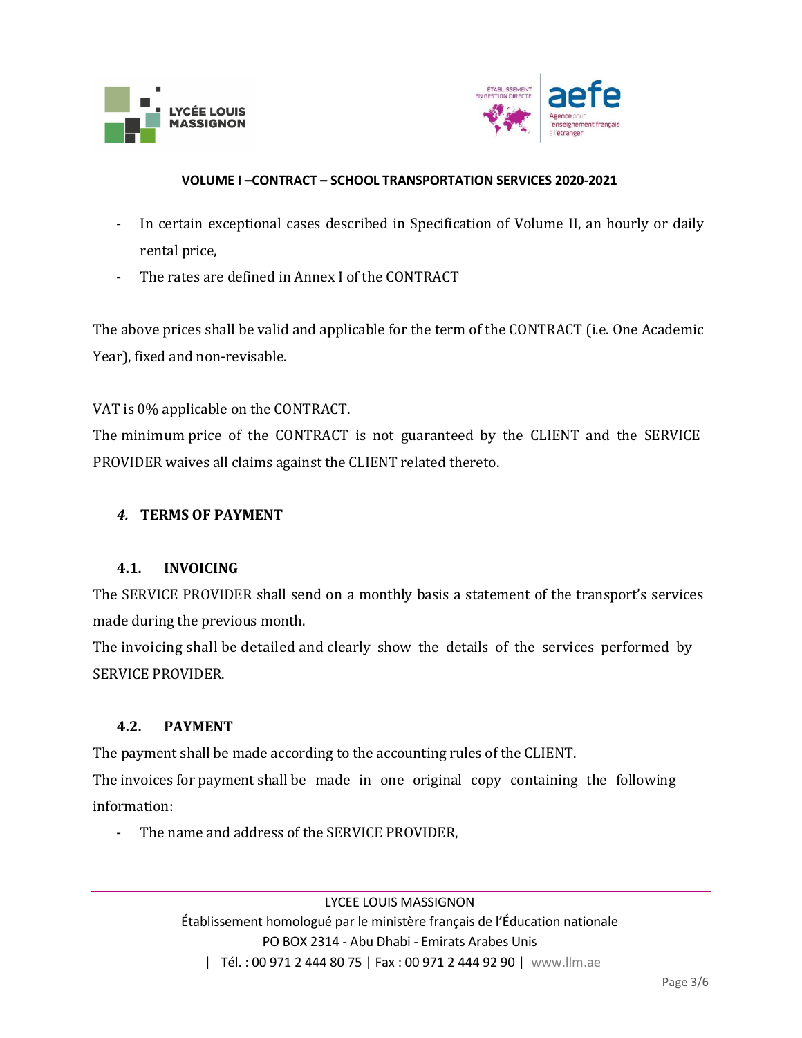- In certain exceptional cases described in Specification of Volume II, an hourly or daily rental price,
- The rates are defined in Annex I of the CONTRACT

The above prices shall be valid and applicable for the term of the CONTRACT (i.e. One Academic Year), fixed and non-revisable.

VAT is 0% applicable on the CONTRACT.

The minimum price of the CONTRACT is not guaranteed by the CLIENT and the SERVICE PROVIDER waives all claims against the CLIENT related thereto.

## *4.* TERMS OF PAYMENT

### 4.1. INVOICING

The SERVICE PROVIDER shall send on a monthly basis a statement of the transport's services made during the previous month.

The invoicing shall be detailed and clearly show the details of the services performed by SERVICE PROVIDER.

### 4.2. PAYMENT

The payment shall be made according to the accounting rules of the CLIENT.

The invoices for payment shall be made in one original copy containing the following information:

- The name and address of the SERVICE PROVIDER,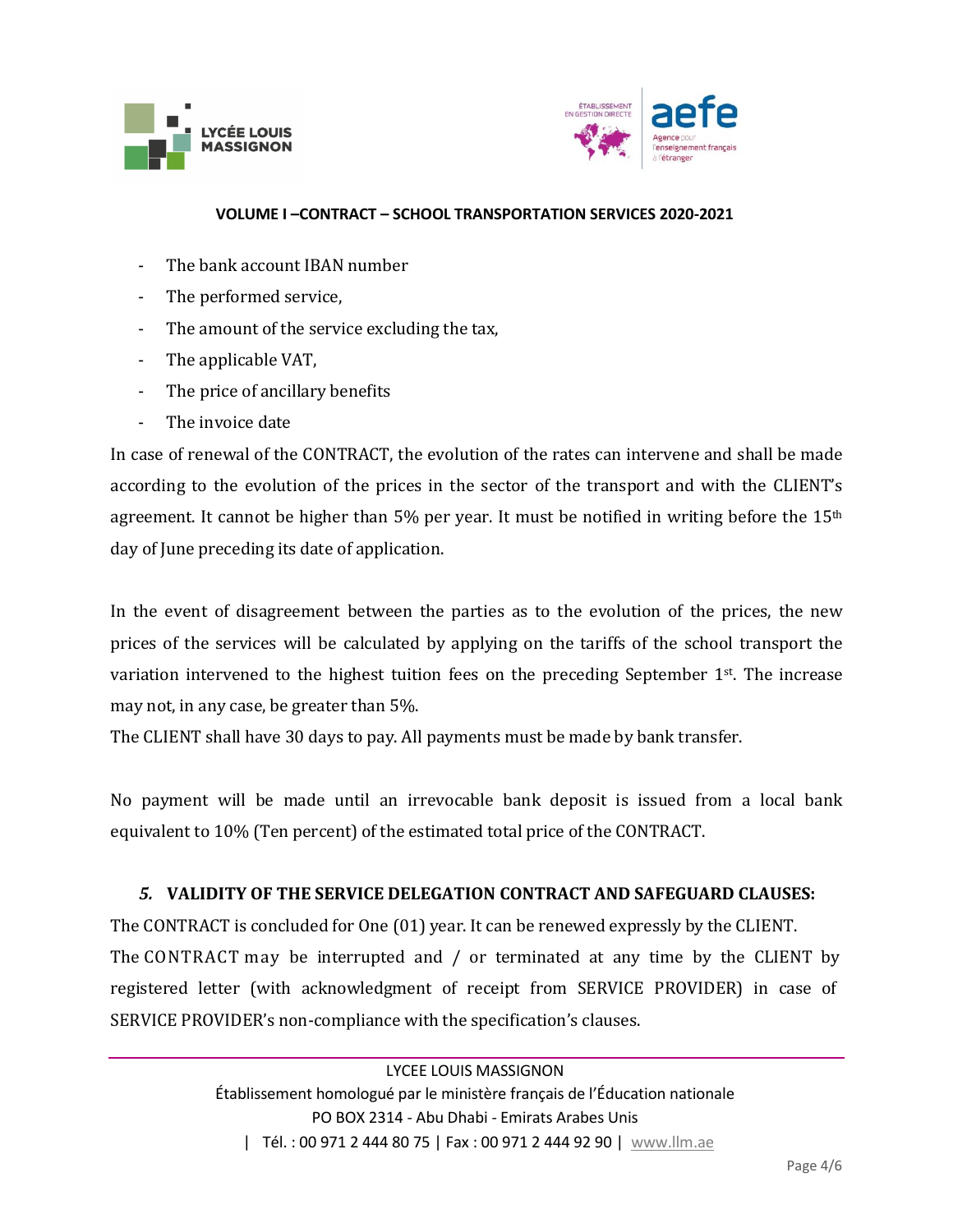- The bank account IBAN number
- The performed service,
- The amount of the service excluding the tax,
- The applicable VAT,
- The price of ancillary benefits
- The invoice date

In case of renewal of the CONTRACT, the evolution of the rates can intervene and shall be made according to the evolution of the prices in the sector of the transport and with the CLIENT's agreement. It cannot be higher than 5% per year. It must be notified in writing before the 15th day of June preceding its date of application.

In the event of disagreement between the parties as to the evolution of the prices, the new prices of the services will be calculated by applying on the tariffs of the school transport the variation intervened to the highest tuition fees on the preceding September 1st. The increase may not, in any case, be greater than 5%.

The CLIENT shall have 30 days to pay. All payments must be made by bank transfer.

No payment will be made until an irrevocable bank deposit is issued from a local bank equivalent to 10% (Ten percent) of the estimated total price of the CONTRACT.

### *5.* VALIDITY OF THE SERVICE DELEGATION CONTRACT AND SAFEGUARD CLAUSES:

The CONTRACT is concluded for One (01) year. It can be renewed expressly by the CLIENT.

The CONTRACT may be interrupted and / or terminated at any time by the CLIENT by registered letter (with acknowledgment of receipt from SERVICE PROVIDER) in case of SERVICE PROVIDER's non-compliance with the specification's clauses.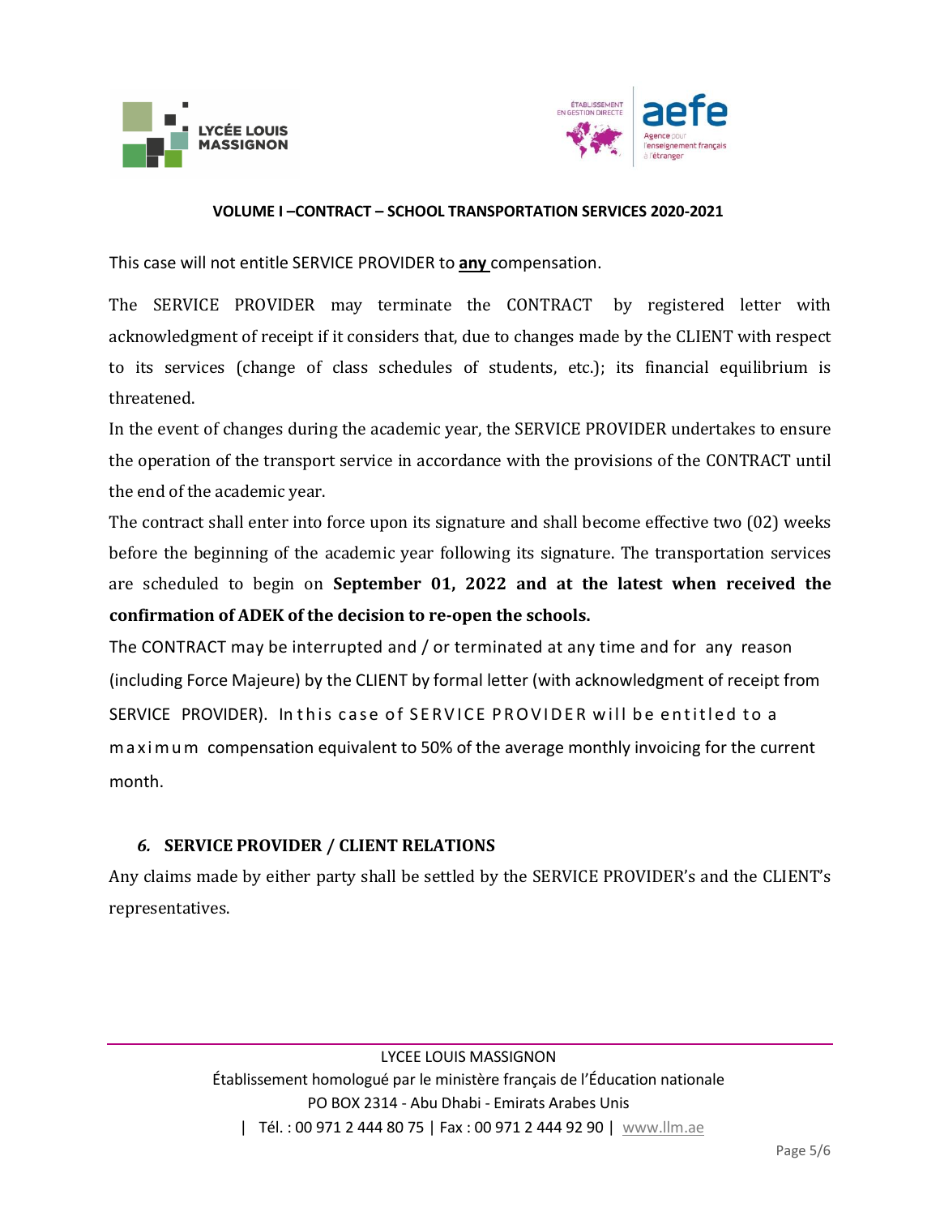This case will not entitle SERVICE PROVIDER to **any** compensation.

The SERVICE PROVIDER may terminate the CONTRACT by registered letter with acknowledgment of receipt if it considers that, due to changes made by the CLIENT with respect to its services (change of class schedules of students, etc.); its financial equilibrium is threatened.

In the event of changes during the academic year, the SERVICE PROVIDER undertakes to ensure the operation of the transport service in accordance with the provisions of the CONTRACT until the end of the academic year.

The contract shall enter into force upon its signature and shall become effective two (02) weeks before the beginning of the academic year following its signature. The transportation services are scheduled to begin on **September 01, 2022 and at the latest when received the confirmation of ADEK of the decision to re-open the schools.**

The CONTRACT may be interrupted and / or terminated at any time and for any reason (including Force Majeure) by the CLIENT by formal letter (with acknowledgment of receipt from SERVICE PROVIDER). In this case of SERVICE PROVIDER will be entitled to a maximum compensation equivalent to 50% of the average monthly invoicing for the current month.

### *6.* SERVICE PROVIDER / CLIENT RELATIONS

Any claims made by either party shall be settled by the SERVICE PROVIDER's and the CLIENT's representatives.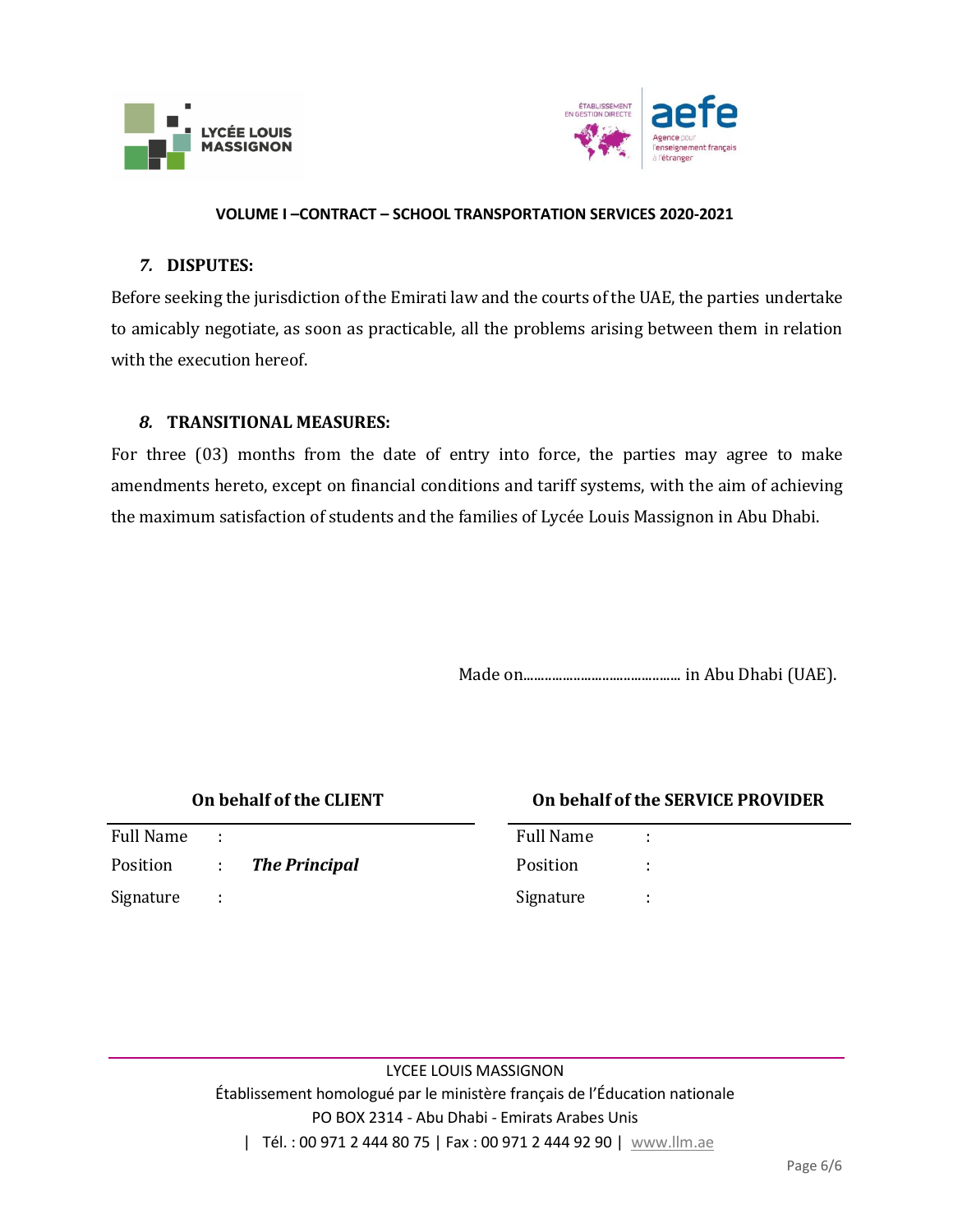### 7. DISPUTES:

Before seeking the jurisdiction of the Emirati law and the courts of the UAE, the parties undertake to amicably negotiate, as soon as practicable, all the problems arising between them in relation with the execution hereof.

### 8. TRANSITIONAL MEASURES:

For three (03) months from the date of entry into force, the parties may agree to make amendments hereto, except on financial conditions and tariff systems, with the aim of achieving the maximum satisfaction of students and the families of Lycée Louis Massignon in Abu Dhabi.

Made on.............................................. in Abu Dhabi (UAE).

| **On behalf of the CLIENT** | | | **On behalf of the SERVICE PROVIDER** | | |
|---|---|---|---|---|---|
| Full Name | : | | Full Name | : | |
| Position | : | ***The Principal*** | Position | : | |
| Signature | : | | Signature | : | |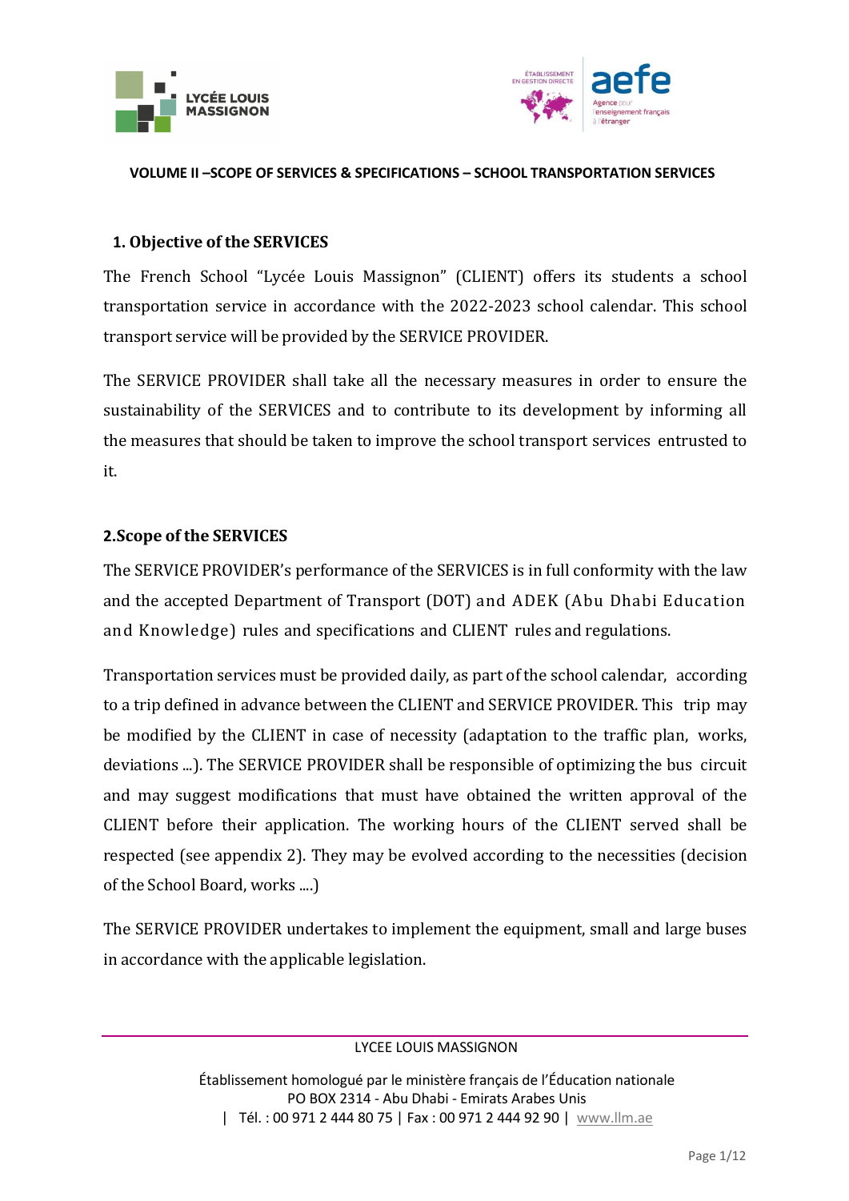**VOLUME II –SCOPE OF SERVICES & SPECIFICATIONS – SCHOOL TRANSPORTATION SERVICES**

## 1. Objective of the SERVICES

The French School "Lycée Louis Massignon" (CLIENT) offers its students a school transportation service in accordance with the 2022-2023 school calendar. This school transport service will be provided by the SERVICE PROVIDER.

The SERVICE PROVIDER shall take all the necessary measures in order to ensure the sustainability of the SERVICES and to contribute to its development by informing all the measures that should be taken to improve the school transport services entrusted to it.

## 2.Scope of the SERVICES

The SERVICE PROVIDER's performance of the SERVICES is in full conformity with the law and the accepted Department of Transport (DOT) and ADEK (Abu Dhabi Education and Knowledge) rules and specifications and CLIENT rules and regulations.

Transportation services must be provided daily, as part of the school calendar, according to a trip defined in advance between the CLIENT and SERVICE PROVIDER. This trip may be modified by the CLIENT in case of necessity (adaptation to the traffic plan, works, deviations ...). The SERVICE PROVIDER shall be responsible of optimizing the bus circuit and may suggest modifications that must have obtained the written approval of the CLIENT before their application. The working hours of the CLIENT served shall be respected (see appendix 2). They may be evolved according to the necessities (decision of the School Board, works ....)

The SERVICE PROVIDER undertakes to implement the equipment, small and large buses in accordance with the applicable legislation.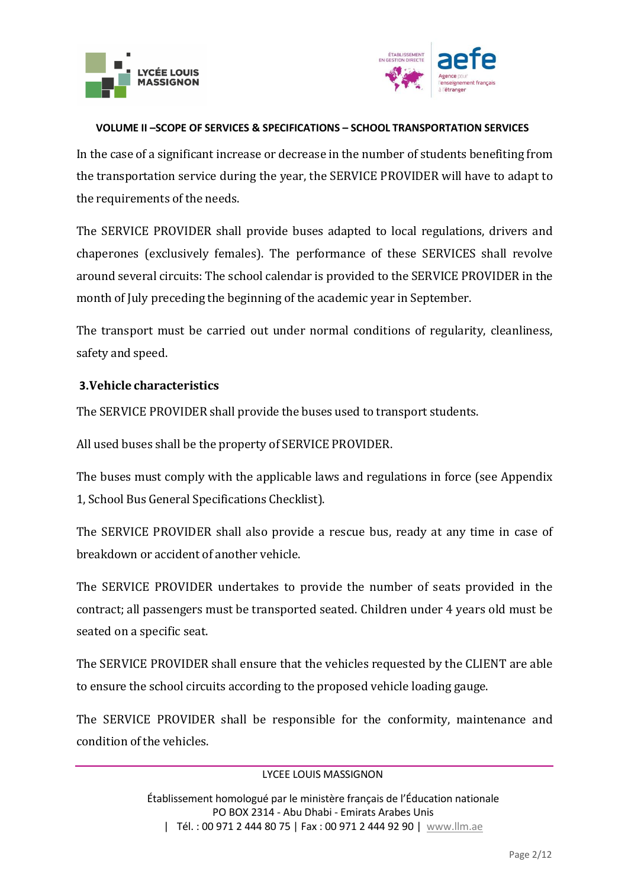In the case of a significant increase or decrease in the number of students benefiting from the transportation service during the year, the SERVICE PROVIDER will have to adapt to the requirements of the needs.

The SERVICE PROVIDER shall provide buses adapted to local regulations, drivers and chaperones (exclusively females). The performance of these SERVICES shall revolve around several circuits: The school calendar is provided to the SERVICE PROVIDER in the month of July preceding the beginning of the academic year in September.

The transport must be carried out under normal conditions of regularity, cleanliness, safety and speed.

## 3. Vehicle characteristics

The SERVICE PROVIDER shall provide the buses used to transport students.

All used buses shall be the property of SERVICE PROVIDER.

The buses must comply with the applicable laws and regulations in force (see Appendix 1, School Bus General Specifications Checklist).

The SERVICE PROVIDER shall also provide a rescue bus, ready at any time in case of breakdown or accident of another vehicle.

The SERVICE PROVIDER undertakes to provide the number of seats provided in the contract; all passengers must be transported seated. Children under 4 years old must be seated on a specific seat.

The SERVICE PROVIDER shall ensure that the vehicles requested by the CLIENT are able to ensure the school circuits according to the proposed vehicle loading gauge.

The SERVICE PROVIDER shall be responsible for the conformity, maintenance and condition of the vehicles.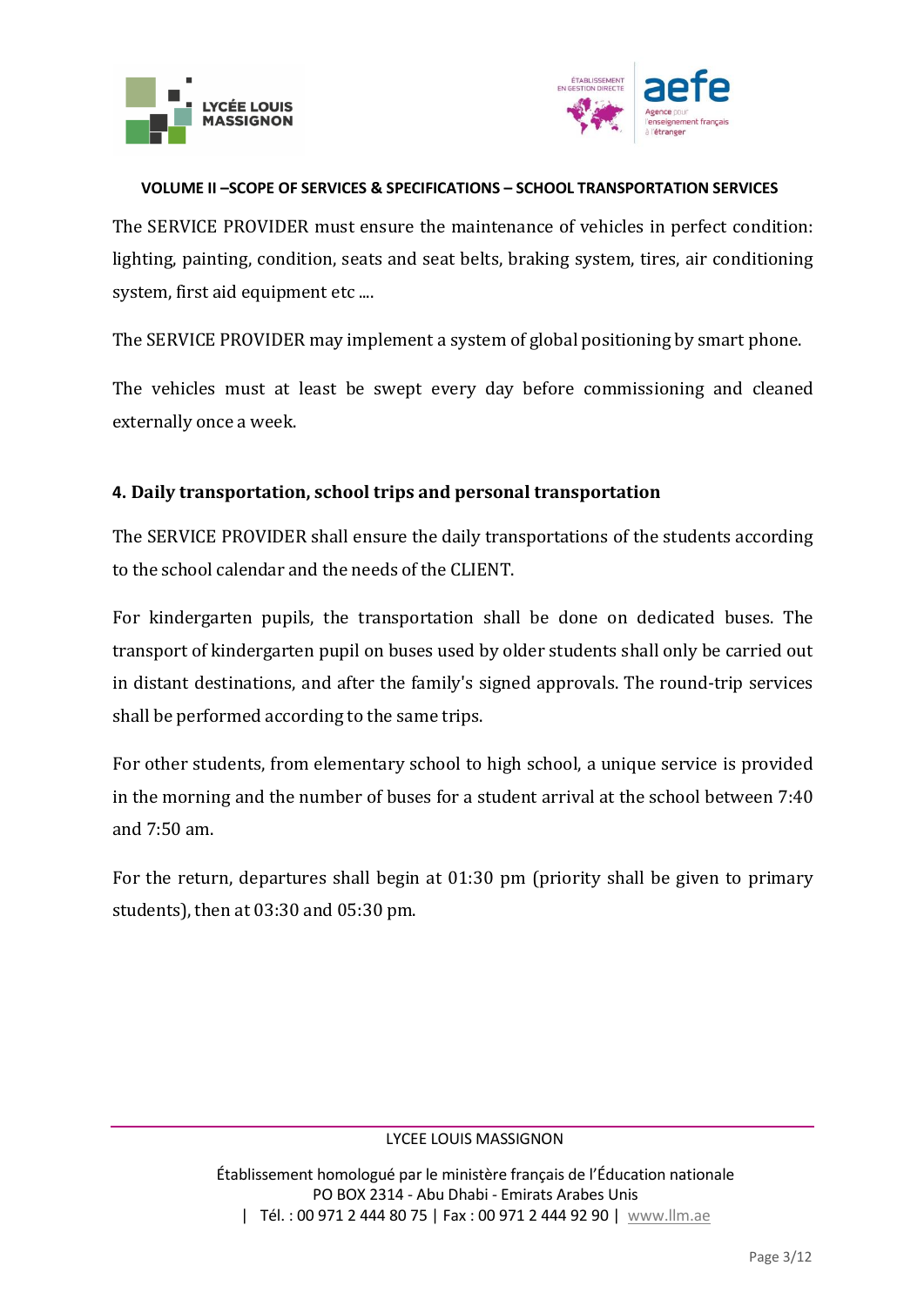The SERVICE PROVIDER must ensure the maintenance of vehicles in perfect condition: lighting, painting, condition, seats and seat belts, braking system, tires, air conditioning system, first aid equipment etc ....

The SERVICE PROVIDER may implement a system of global positioning by smart phone.

The vehicles must at least be swept every day before commissioning and cleaned externally once a week.

## 4. Daily transportation, school trips and personal transportation

The SERVICE PROVIDER shall ensure the daily transportations of the students according to the school calendar and the needs of the CLIENT.

For kindergarten pupils, the transportation shall be done on dedicated buses. The transport of kindergarten pupil on buses used by older students shall only be carried out in distant destinations, and after the family's signed approvals. The round-trip services shall be performed according to the same trips.

For other students, from elementary school to high school, a unique service is provided in the morning and the number of buses for a student arrival at the school between 7:40 and 7:50 am.

For the return, departures shall begin at 01:30 pm (priority shall be given to primary students), then at 03:30 and 05:30 pm.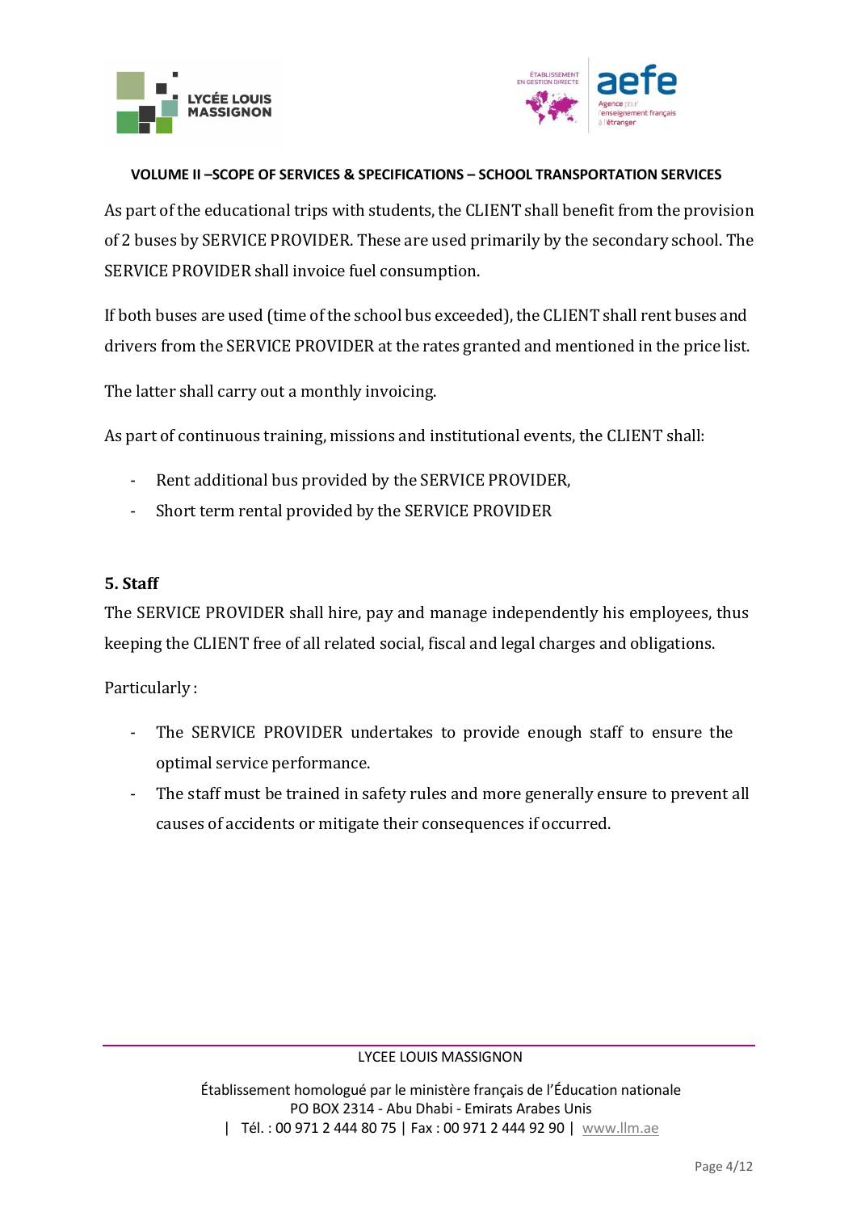As part of the educational trips with students, the CLIENT shall benefit from the provision of 2 buses by SERVICE PROVIDER. These are used primarily by the secondary school. The SERVICE PROVIDER shall invoice fuel consumption.

If both buses are used (time of the school bus exceeded), the CLIENT shall rent buses and drivers from the SERVICE PROVIDER at the rates granted and mentioned in the price list.

The latter shall carry out a monthly invoicing.

As part of continuous training, missions and institutional events, the CLIENT shall:

- Rent additional bus provided by the SERVICE PROVIDER,
- Short term rental provided by the SERVICE PROVIDER

## 5. Staff

The SERVICE PROVIDER shall hire, pay and manage independently his employees, thus keeping the CLIENT free of all related social, fiscal and legal charges and obligations.

Particularly :

- The SERVICE PROVIDER undertakes to provide enough staff to ensure the optimal service performance.
- The staff must be trained in safety rules and more generally ensure to prevent all causes of accidents or mitigate their consequences if occurred.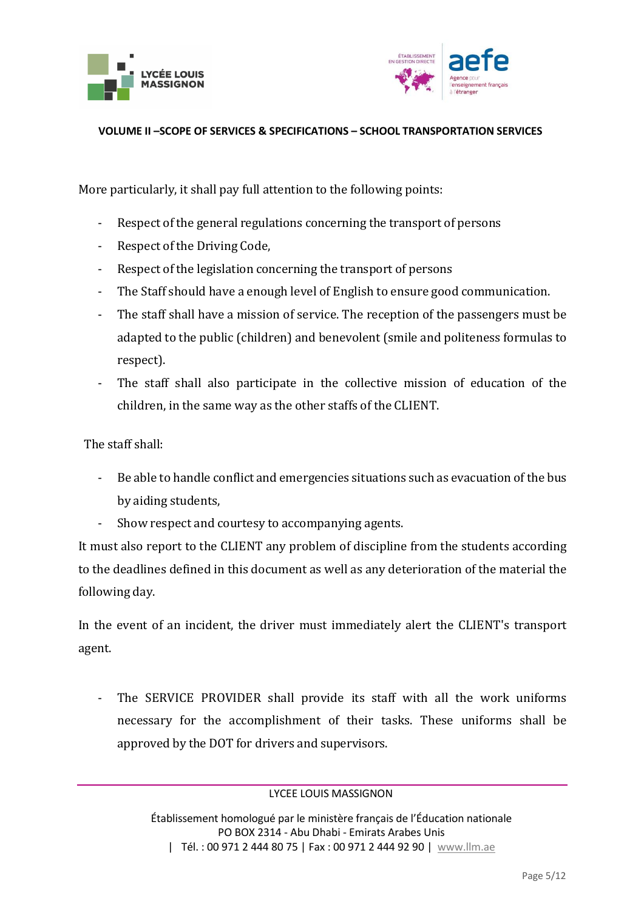More particularly, it shall pay full attention to the following points:

- Respect of the general regulations concerning the transport of persons
- Respect of the Driving Code,
- Respect of the legislation concerning the transport of persons
- The Staff should have a enough level of English to ensure good communication.
- The staff shall have a mission of service. The reception of the passengers must be adapted to the public (children) and benevolent (smile and politeness formulas to respect).
- The staff shall also participate in the collective mission of education of the children, in the same way as the other staffs of the CLIENT.

The staff shall:

- Be able to handle conflict and emergencies situations such as evacuation of the bus by aiding students,
- Show respect and courtesy to accompanying agents.

It must also report to the CLIENT any problem of discipline from the students according to the deadlines defined in this document as well as any deterioration of the material the following day.

In the event of an incident, the driver must immediately alert the CLIENT's transport agent.

- The SERVICE PROVIDER shall provide its staff with all the work uniforms necessary for the accomplishment of their tasks. These uniforms shall be approved by the DOT for drivers and supervisors.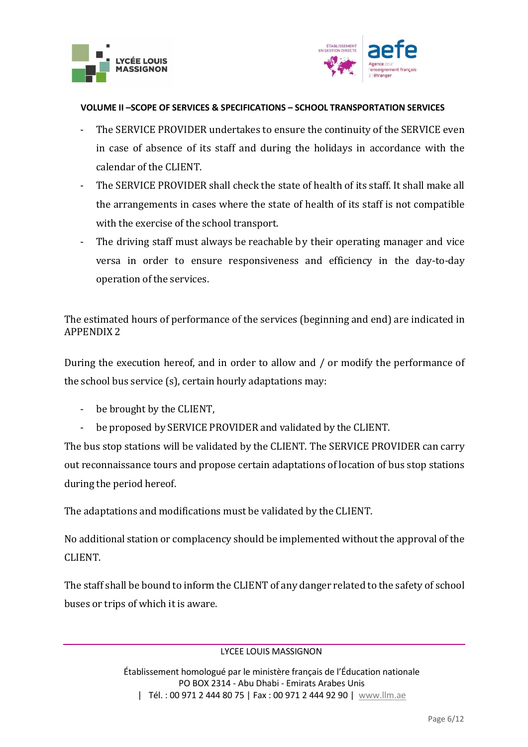- The SERVICE PROVIDER undertakes to ensure the continuity of the SERVICE even in case of absence of its staff and during the holidays in accordance with the calendar of the CLIENT.
- The SERVICE PROVIDER shall check the state of health of its staff. It shall make all the arrangements in cases where the state of health of its staff is not compatible with the exercise of the school transport.
- The driving staff must always be reachable by their operating manager and vice versa in order to ensure responsiveness and efficiency in the day-to-day operation of the services.

The estimated hours of performance of the services (beginning and end) are indicated in APPENDIX 2

During the execution hereof, and in order to allow and / or modify the performance of the school bus service (s), certain hourly adaptations may:

- be brought by the CLIENT,
- be proposed by SERVICE PROVIDER and validated by the CLIENT.

The bus stop stations will be validated by the CLIENT. The SERVICE PROVIDER can carry out reconnaissance tours and propose certain adaptations of location of bus stop stations during the period hereof.

The adaptations and modifications must be validated by the CLIENT.

No additional station or complacency should be implemented without the approval of the CLIENT.

The staff shall be bound to inform the CLIENT of any danger related to the safety of school buses or trips of which it is aware.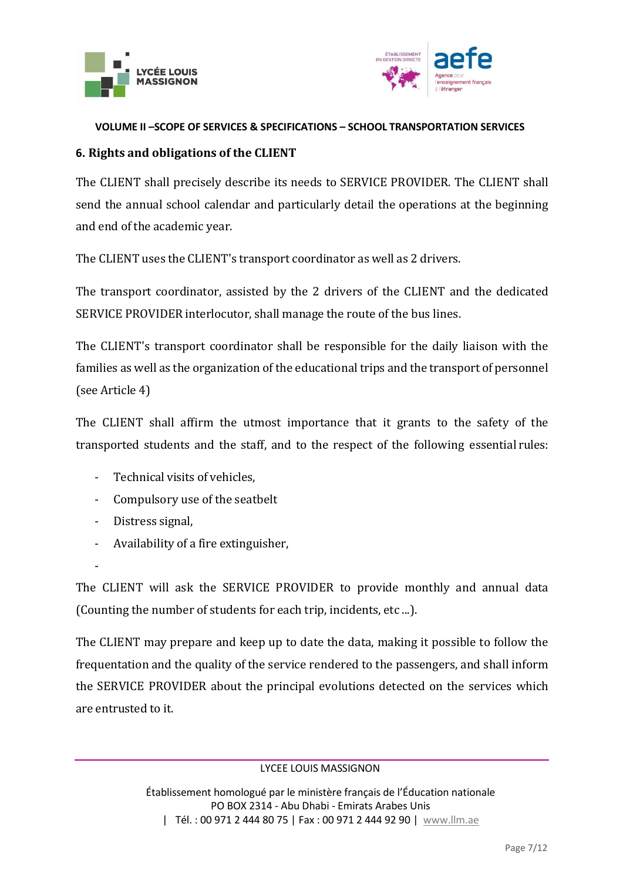## 6. Rights and obligations of the CLIENT

The CLIENT shall precisely describe its needs to SERVICE PROVIDER. The CLIENT shall send the annual school calendar and particularly detail the operations at the beginning and end of the academic year.

The CLIENT uses the CLIENT's transport coordinator as well as 2 drivers.

The transport coordinator, assisted by the 2 drivers of the CLIENT and the dedicated SERVICE PROVIDER interlocutor, shall manage the route of the bus lines.

The CLIENT's transport coordinator shall be responsible for the daily liaison with the families as well as the organization of the educational trips and the transport of personnel (see Article 4)

The CLIENT shall affirm the utmost importance that it grants to the safety of the transported students and the staff, and to the respect of the following essential rules:

- Technical visits of vehicles,
- Compulsory use of the seatbelt
- Distress signal,
- Availability of a fire extinguisher,
-

The CLIENT will ask the SERVICE PROVIDER to provide monthly and annual data (Counting the number of students for each trip, incidents, etc ...).

The CLIENT may prepare and keep up to date the data, making it possible to follow the frequentation and the quality of the service rendered to the passengers, and shall inform the SERVICE PROVIDER about the principal evolutions detected on the services which are entrusted to it.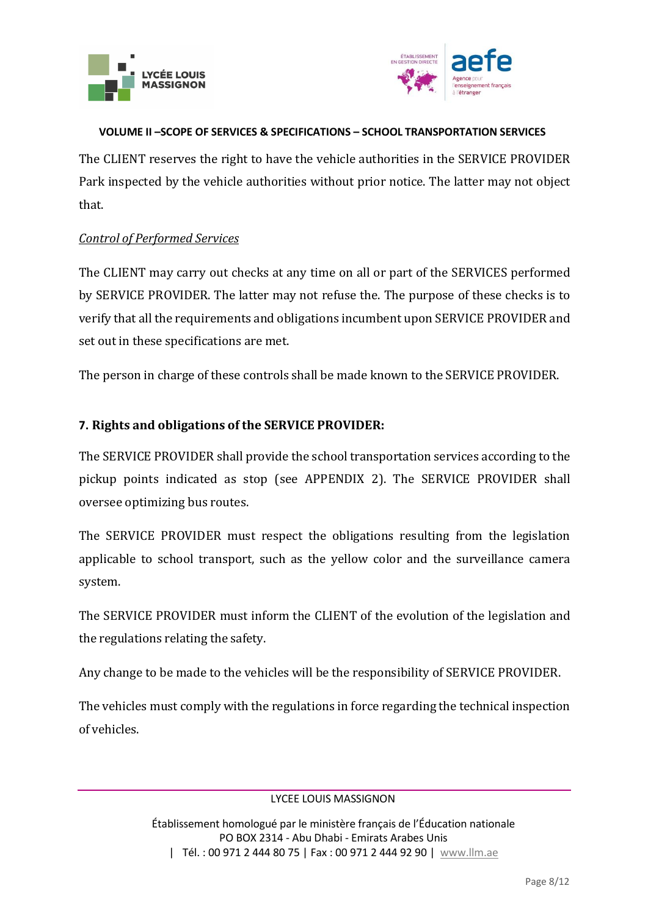The CLIENT reserves the right to have the vehicle authorities in the SERVICE PROVIDER Park inspected by the vehicle authorities without prior notice. The latter may not object that.

*Control of Performed Services*

The CLIENT may carry out checks at any time on all or part of the SERVICES performed by SERVICE PROVIDER. The latter may not refuse the. The purpose of these checks is to verify that all the requirements and obligations incumbent upon SERVICE PROVIDER and set out in these specifications are met.

The person in charge of these controls shall be made known to the SERVICE PROVIDER.

## 7. Rights and obligations of the SERVICE PROVIDER:

The SERVICE PROVIDER shall provide the school transportation services according to the pickup points indicated as stop (see APPENDIX 2). The SERVICE PROVIDER shall oversee optimizing bus routes.

The SERVICE PROVIDER must respect the obligations resulting from the legislation applicable to school transport, such as the yellow color and the surveillance camera system.

The SERVICE PROVIDER must inform the CLIENT of the evolution of the legislation and the regulations relating the safety.

Any change to be made to the vehicles will be the responsibility of SERVICE PROVIDER.

The vehicles must comply with the regulations in force regarding the technical inspection of vehicles.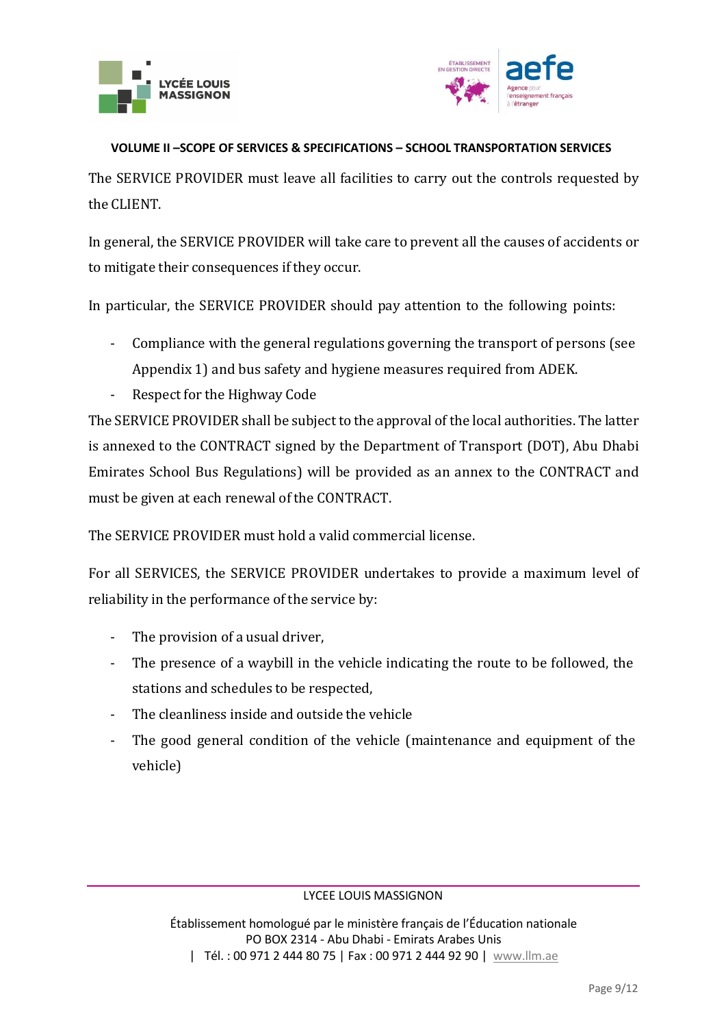The SERVICE PROVIDER must leave all facilities to carry out the controls requested by the CLIENT.

In general, the SERVICE PROVIDER will take care to prevent all the causes of accidents or to mitigate their consequences if they occur.

In particular, the SERVICE PROVIDER should pay attention to the following points:

- Compliance with the general regulations governing the transport of persons (see Appendix 1) and bus safety and hygiene measures required from ADEK.
- Respect for the Highway Code

The SERVICE PROVIDER shall be subject to the approval of the local authorities. The latter is annexed to the CONTRACT signed by the Department of Transport (DOT), Abu Dhabi Emirates School Bus Regulations) will be provided as an annex to the CONTRACT and must be given at each renewal of the CONTRACT.

The SERVICE PROVIDER must hold a valid commercial license.

For all SERVICES, the SERVICE PROVIDER undertakes to provide a maximum level of reliability in the performance of the service by:

- The provision of a usual driver,
- The presence of a waybill in the vehicle indicating the route to be followed, the stations and schedules to be respected,
- The cleanliness inside and outside the vehicle
- The good general condition of the vehicle (maintenance and equipment of the vehicle)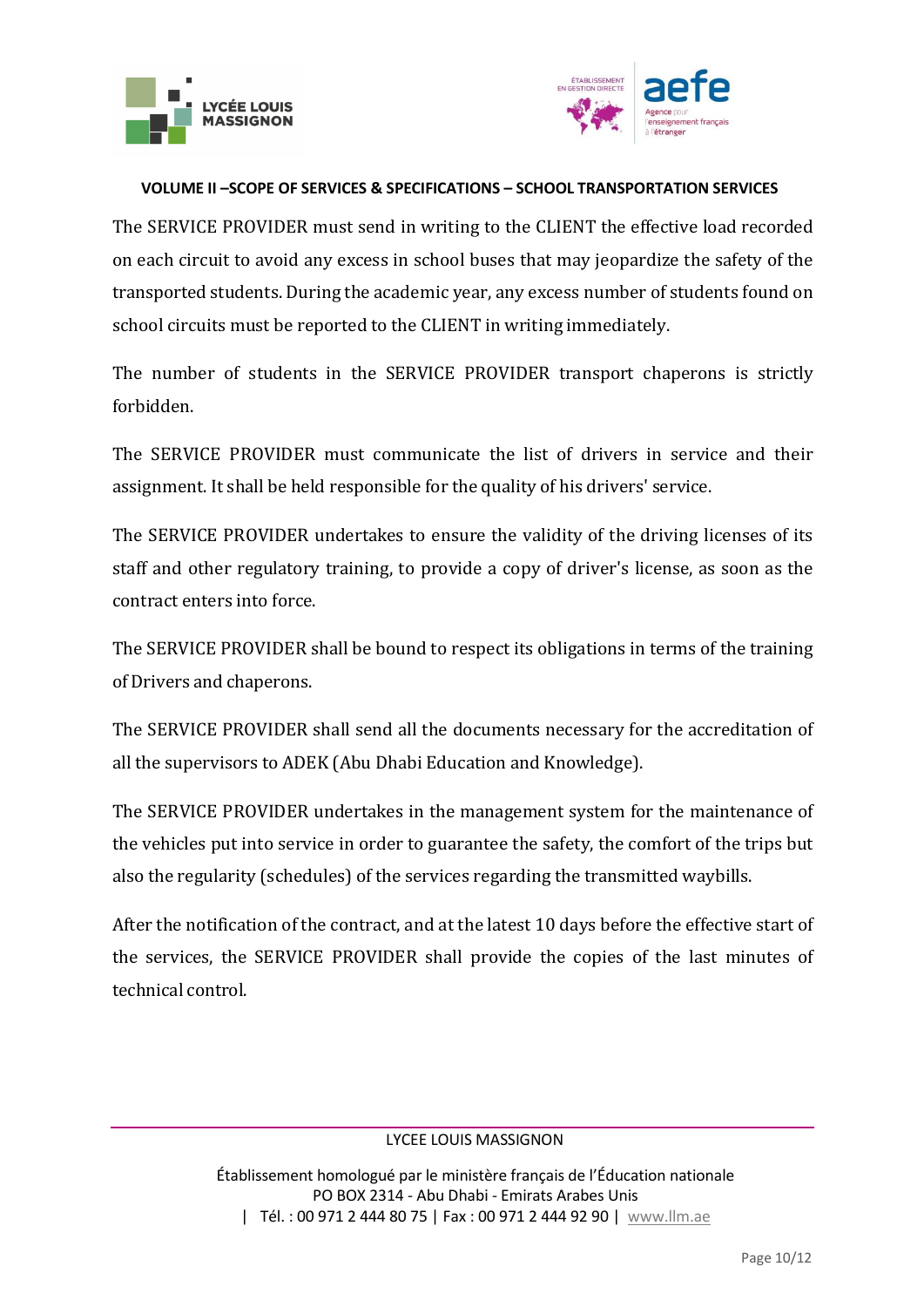The SERVICE PROVIDER must send in writing to the CLIENT the effective load recorded on each circuit to avoid any excess in school buses that may jeopardize the safety of the transported students. During the academic year, any excess number of students found on school circuits must be reported to the CLIENT in writing immediately.

The number of students in the SERVICE PROVIDER transport chaperons is strictly forbidden.

The SERVICE PROVIDER must communicate the list of drivers in service and their assignment. It shall be held responsible for the quality of his drivers' service.

The SERVICE PROVIDER undertakes to ensure the validity of the driving licenses of its staff and other regulatory training, to provide a copy of driver's license, as soon as the contract enters into force.

The SERVICE PROVIDER shall be bound to respect its obligations in terms of the training of Drivers and chaperons.

The SERVICE PROVIDER shall send all the documents necessary for the accreditation of all the supervisors to ADEK (Abu Dhabi Education and Knowledge).

The SERVICE PROVIDER undertakes in the management system for the maintenance of the vehicles put into service in order to guarantee the safety, the comfort of the trips but also the regularity (schedules) of the services regarding the transmitted waybills.

After the notification of the contract, and at the latest 10 days before the effective start of the services, the SERVICE PROVIDER shall provide the copies of the last minutes of technical control.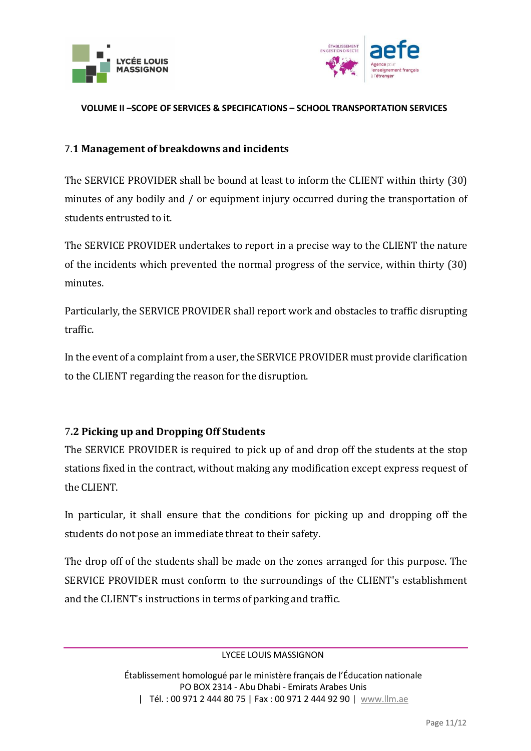### 7.1 Management of breakdowns and incidents

The SERVICE PROVIDER shall be bound at least to inform the CLIENT within thirty (30) minutes of any bodily and / or equipment injury occurred during the transportation of students entrusted to it.

The SERVICE PROVIDER undertakes to report in a precise way to the CLIENT the nature of the incidents which prevented the normal progress of the service, within thirty (30) minutes.

Particularly, the SERVICE PROVIDER shall report work and obstacles to traffic disrupting traffic.

In the event of a complaint from a user, the SERVICE PROVIDER must provide clarification to the CLIENT regarding the reason for the disruption.

### 7.2 Picking up and Dropping Off Students

The SERVICE PROVIDER is required to pick up of and drop off the students at the stop stations fixed in the contract, without making any modification except express request of the CLIENT.

In particular, it shall ensure that the conditions for picking up and dropping off the students do not pose an immediate threat to their safety.

The drop off of the students shall be made on the zones arranged for this purpose. The SERVICE PROVIDER must conform to the surroundings of the CLIENT's establishment and the CLIENT's instructions in terms of parking and traffic.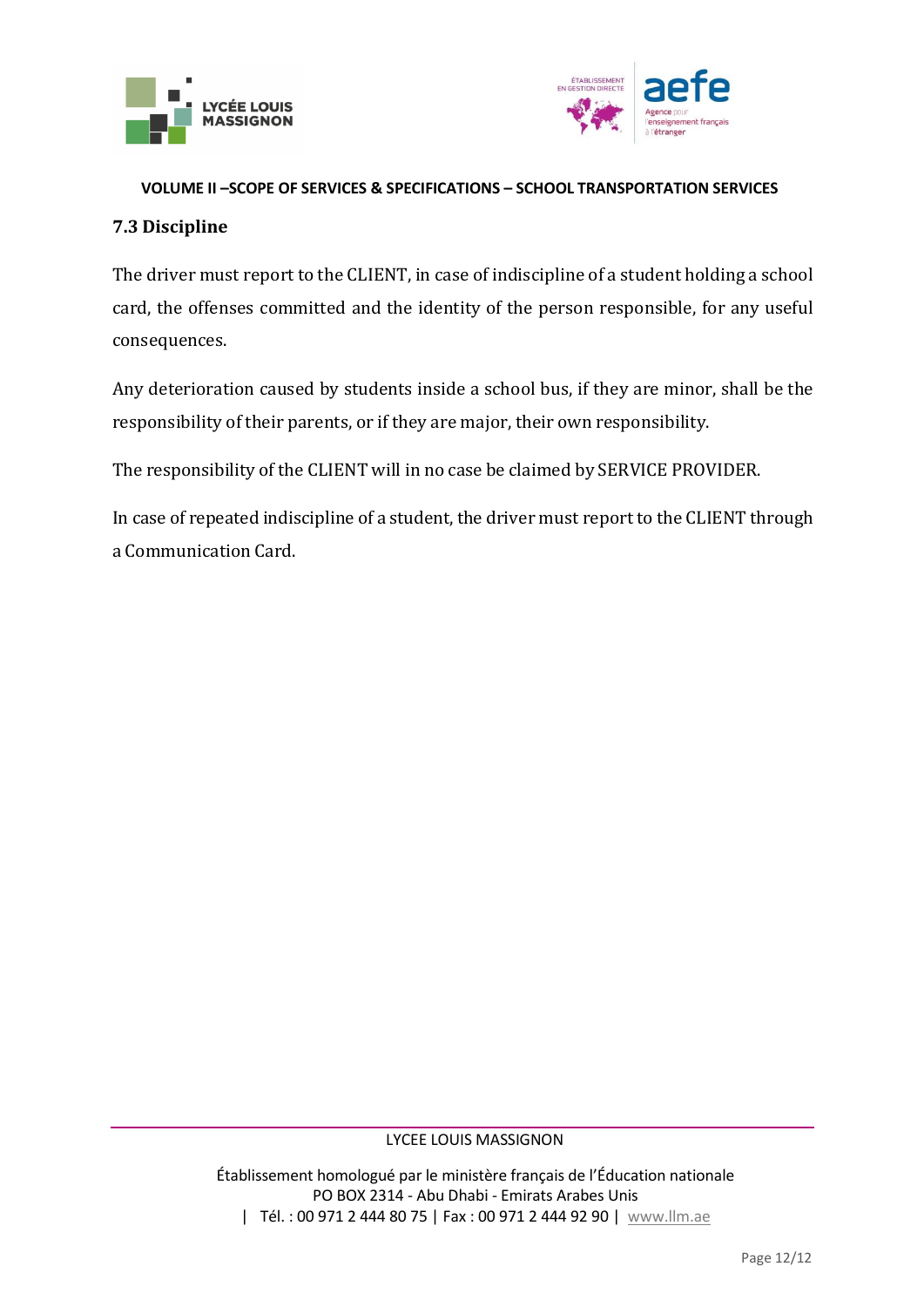### 7.3 Discipline

The driver must report to the CLIENT, in case of indiscipline of a student holding a school card, the offenses committed and the identity of the person responsible, for any useful consequences.

Any deterioration caused by students inside a school bus, if they are minor, shall be the responsibility of their parents, or if they are major, their own responsibility.

The responsibility of the CLIENT will in no case be claimed by SERVICE PROVIDER.

In case of repeated indiscipline of a student, the driver must report to the CLIENT through a Communication Card.